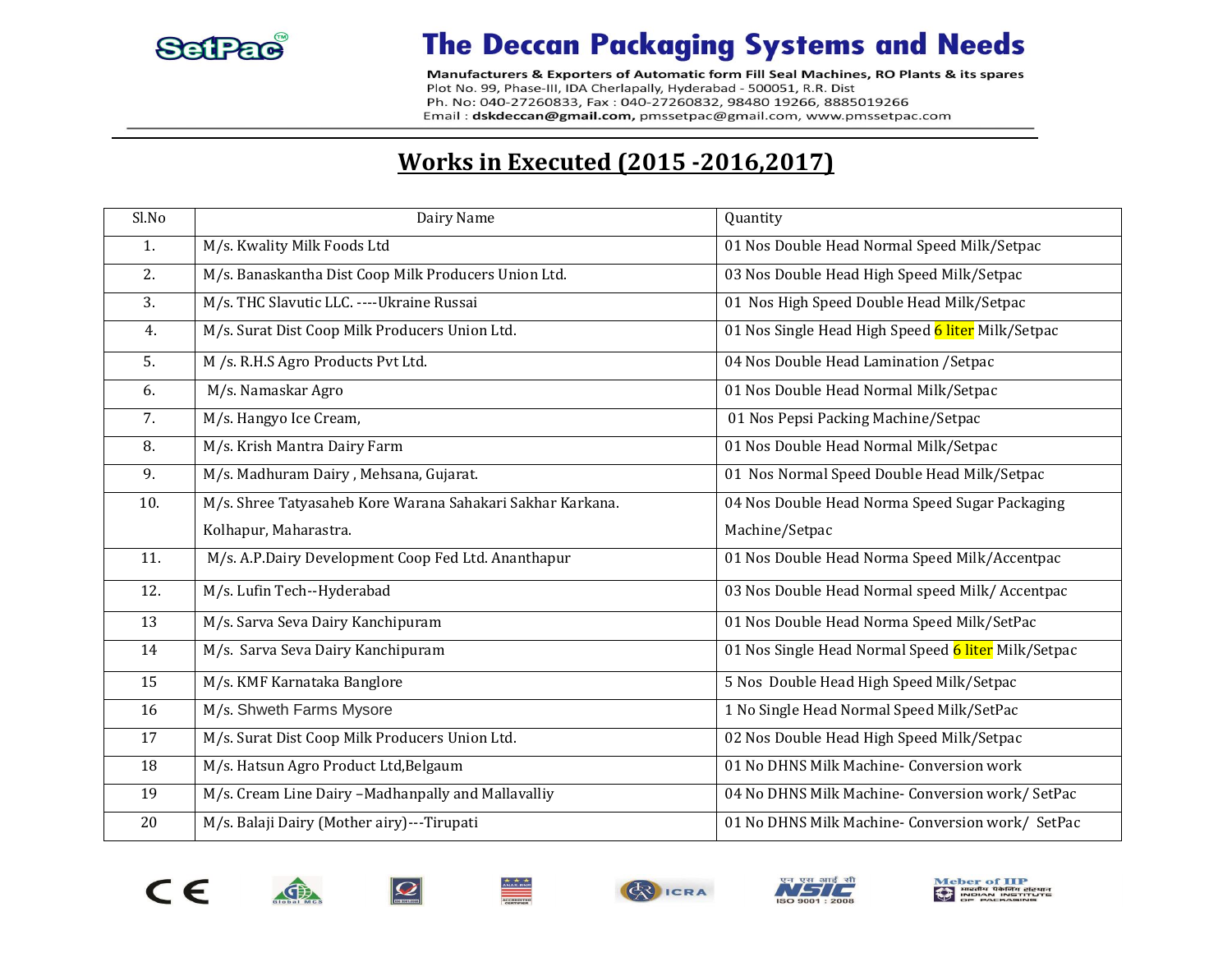# The Deccan Packaging Systems and Needs

Manufacturers & Exporters of Automatic form Fill Seal Machines, RO Plants & its spares
Plot No. 99, Phase-III, IDA Cherlapally, Hyderabad - 500051, R.R. Dist
Ph. No: 040-27260833, Fax : 040-27260832, 98480 19266, 8885019266
Email : **dskdeccan@gmail.com,** pmssetpac@gmail.com, www.pmssetpac.com

## Works in Executed (2015 -2016,2017)

| Sl.No | Dairy Name | Quantity |
|---|---|---|
| 1. | M/s. Kwality Milk Foods Ltd | 01 Nos Double Head Normal Speed Milk/Setpac |
| 2. | M/s. Banaskantha Dist Coop Milk Producers Union Ltd. | 03 Nos Double Head High Speed Milk/Setpac |
| 3. | M/s. THC Slavutic LLC. ----Ukraine Russai | 01 Nos High Speed Double Head Milk/Setpac |
| 4. | M/s. Surat Dist Coop Milk Producers Union Ltd. | 01 Nos Single Head High Speed 6 liter Milk/Setpac |
| 5. | M /s. R.H.S Agro Products Pvt Ltd. | 04 Nos Double Head Lamination /Setpac |
| 6. | M/s. Namaskar Agro | 01 Nos Double Head Normal Milk/Setpac |
| 7. | M/s. Hangyo Ice Cream, | 01 Nos Pepsi Packing Machine/Setpac |
| 8. | M/s. Krish Mantra Dairy Farm | 01 Nos Double Head Normal Milk/Setpac |
| 9. | M/s. Madhuram Dairy , Mehsana, Gujarat. | 01 Nos Normal Speed Double Head Milk/Setpac |
| 10. | M/s. Shree Tatyasaheb Kore Warana Sahakari Sakhar Karkana. Kolhapur, Maharastra. | 04 Nos Double Head Norma Speed Sugar Packaging Machine/Setpac |
| 11. | M/s. A.P.Dairy Development Coop Fed Ltd. Ananthapur | 01 Nos Double Head Norma Speed Milk/Accentpac |
| 12. | M/s. Lufin Tech--Hyderabad | 03 Nos Double Head Normal speed Milk/ Accentpac |
| 13 | M/s. Sarva Seva Dairy Kanchipuram | 01 Nos Double Head Norma Speed Milk/SetPac |
| 14 | M/s. Sarva Seva Dairy Kanchipuram | 01 Nos Single Head Normal Speed 6 liter Milk/Setpac |
| 15 | M/s. KMF Karnataka Banglore | 5 Nos Double Head High Speed Milk/Setpac |
| 16 | M/s. Shweth Farms Mysore | 1 No Single Head Normal Speed Milk/SetPac |
| 17 | M/s. Surat Dist Coop Milk Producers Union Ltd. | 02 Nos Double Head High Speed Milk/Setpac |
| 18 | M/s. Hatsun Agro Product Ltd,Belgaum | 01 No DHNS Milk Machine- Conversion work |
| 19 | M/s. Cream Line Dairy –Madhanpally and Mallavalliy | 04 No DHNS Milk Machine- Conversion work/ SetPac |
| 20 | M/s. Balaji Dairy (Mother airy)---Tirupati | 01 No DHNS Milk Machine- Conversion work/ SetPac |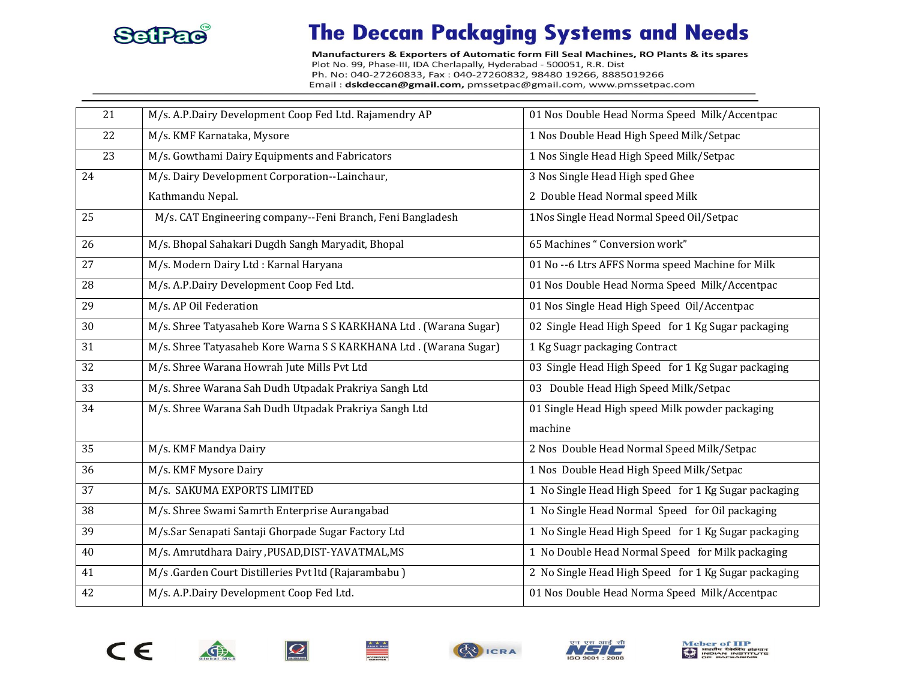| | | |
|---|---|---|
| 21 | M/s. A.P.Dairy Development Coop Fed Ltd. Rajamendry AP | 01 Nos Double Head Norma Speed Milk/Accentpac |
| 22 | M/s. KMF Karnataka, Mysore | 1 Nos Double Head High Speed Milk/Setpac |
| 23 | M/s. Gowthami Dairy Equipments and Fabricators | 1 Nos Single Head High Speed Milk/Setpac |
| 24 | M/s. Dairy Development Corporation--Lainchaur, Kathmandu Nepal. | 3 Nos Single Head High sped Ghee<br>2 Double Head Normal speed Milk |
| 25 | M/s. CAT Engineering company--Feni Branch, Feni Bangladesh | 1Nos Single Head Normal Speed Oil/Setpac |
| 26 | M/s. Bhopal Sahakari Dugdh Sangh Maryadit, Bhopal | 65 Machines " Conversion work" |
| 27 | M/s. Modern Dairy Ltd : Karnal Haryana | 01 No --6 Ltrs AFFS Norma speed Machine for Milk |
| 28 | M/s. A.P.Dairy Development Coop Fed Ltd. | 01 Nos Double Head Norma Speed Milk/Accentpac |
| 29 | M/s. AP Oil Federation | 01 Nos Single Head High Speed Oil/Accentpac |
| 30 | M/s. Shree Tatyasaheb Kore Warna S S KARKHANA Ltd . (Warana Sugar) | 02 Single Head High Speed for 1 Kg Sugar packaging |
| 31 | M/s. Shree Tatyasaheb Kore Warna S S KARKHANA Ltd . (Warana Sugar) | 1 Kg Suagr packaging Contract |
| 32 | M/s. Shree Warana Howrah Jute Mills Pvt Ltd | 03 Single Head High Speed for 1 Kg Sugar packaging |
| 33 | M/s. Shree Warana Sah Dudh Utpadak Prakriya Sangh Ltd | 03 Double Head High Speed Milk/Setpac |
| 34 | M/s. Shree Warana Sah Dudh Utpadak Prakriya Sangh Ltd | 01 Single Head High speed Milk powder packaging machine |
| 35 | M/s. KMF Mandya Dairy | 2 Nos Double Head Normal Speed Milk/Setpac |
| 36 | M/s. KMF Mysore Dairy | 1 Nos Double Head High Speed Milk/Setpac |
| 37 | M/s. SAKUMA EXPORTS LIMITED | 1 No Single Head High Speed for 1 Kg Sugar packaging |
| 38 | M/s. Shree Swami Samrth Enterprise Aurangabad | 1 No Single Head Normal Speed for Oil packaging |
| 39 | M/s.Sar Senapati Santaji Ghorpade Sugar Factory Ltd | 1 No Single Head High Speed for 1 Kg Sugar packaging |
| 40 | M/s. Amrutdhara Dairy ,PUSAD,DIST-YAVATMAL,MS | 1 No Double Head Normal Speed for Milk packaging |
| 41 | M/s .Garden Court Distilleries Pvt ltd (Rajarambabu ) | 2 No Single Head High Speed for 1 Kg Sugar packaging |
| 42 | M/s. A.P.Dairy Development Coop Fed Ltd. | 01 Nos Double Head Norma Speed Milk/Accentpac |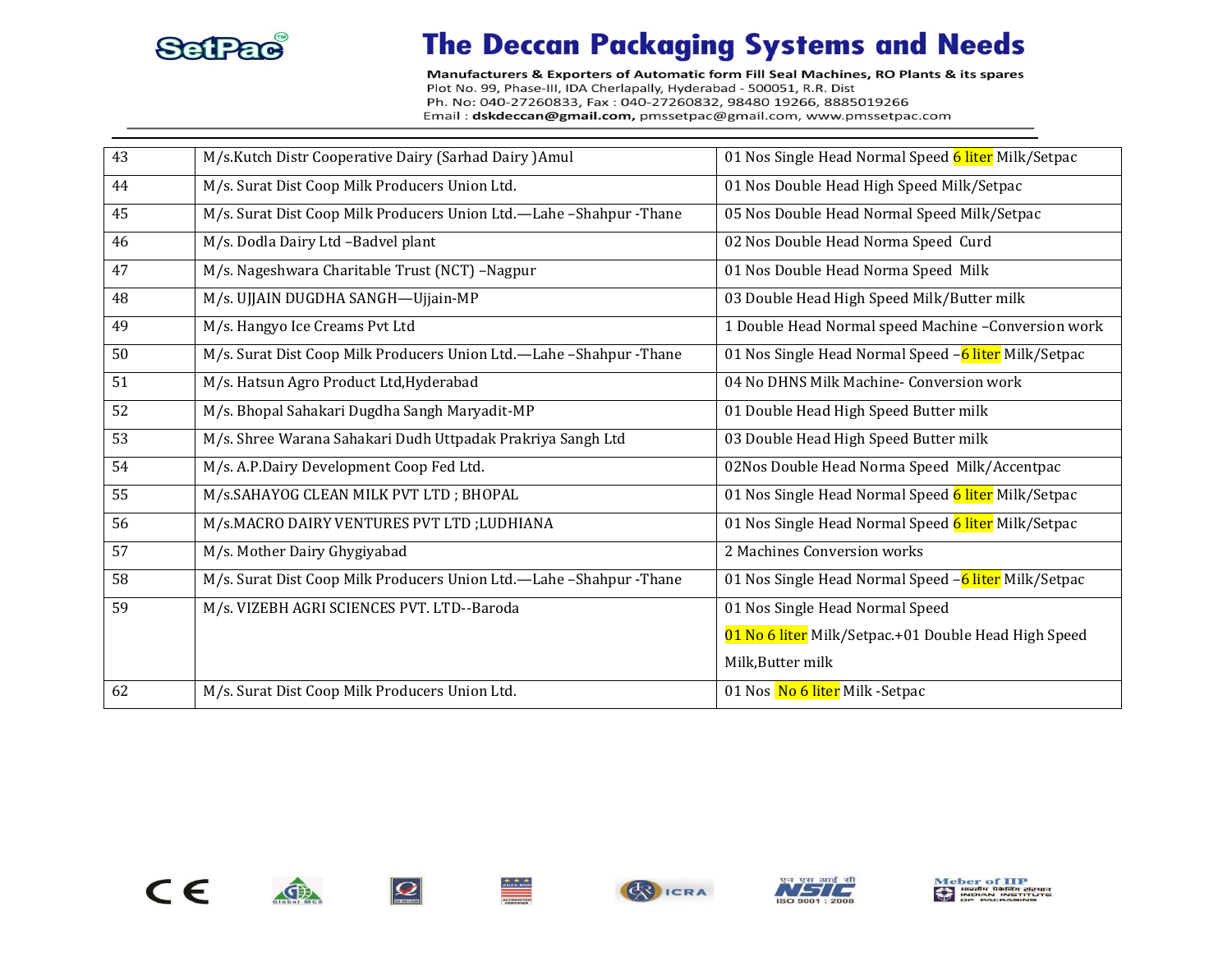| | | |
|---|---|---|
| 43 | M/s.Kutch Distr Cooperative Dairy (Sarhad Dairy )Amul | 01 Nos Single Head Normal Speed 6 liter Milk/Setpac |
| 44 | M/s. Surat Dist Coop Milk Producers Union Ltd. | 01 Nos Double Head High Speed Milk/Setpac |
| 45 | M/s. Surat Dist Coop Milk Producers Union Ltd.—Lahe –Shahpur -Thane | 05 Nos Double Head Normal Speed Milk/Setpac |
| 46 | M/s. Dodla Dairy Ltd –Badvel plant | 02 Nos Double Head Norma Speed Curd |
| 47 | M/s. Nageshwara Charitable Trust (NCT) –Nagpur | 01 Nos Double Head Norma Speed Milk |
| 48 | M/s. UJJAIN DUGDHA SANGH—Ujjain-MP | 03 Double Head High Speed Milk/Butter milk |
| 49 | M/s. Hangyo Ice Creams Pvt Ltd | 1 Double Head Normal speed Machine –Conversion work |
| 50 | M/s. Surat Dist Coop Milk Producers Union Ltd.—Lahe –Shahpur -Thane | 01 Nos Single Head Normal Speed –6 liter Milk/Setpac |
| 51 | M/s. Hatsun Agro Product Ltd,Hyderabad | 04 No DHNS Milk Machine- Conversion work |
| 52 | M/s. Bhopal Sahakari Dugdha Sangh Maryadit-MP | 01 Double Head High Speed Butter milk |
| 53 | M/s. Shree Warana Sahakari Dudh Uttpadak Prakriya Sangh Ltd | 03 Double Head High Speed Butter milk |
| 54 | M/s. A.P.Dairy Development Coop Fed Ltd. | 02Nos Double Head Norma Speed Milk/Accentpac |
| 55 | M/s.SAHAYOG CLEAN MILK PVT LTD ; BHOPAL | 01 Nos Single Head Normal Speed 6 liter Milk/Setpac |
| 56 | M/s.MACRO DAIRY VENTURES PVT LTD ;LUDHIANA | 01 Nos Single Head Normal Speed 6 liter Milk/Setpac |
| 57 | M/s. Mother Dairy Ghygiyabad | 2 Machines Conversion works |
| 58 | M/s. Surat Dist Coop Milk Producers Union Ltd.—Lahe –Shahpur -Thane | 01 Nos Single Head Normal Speed –6 liter Milk/Setpac |
| 59 | M/s. VIZEBH AGRI SCIENCES PVT. LTD--Baroda | 01 Nos Single Head Normal Speed 01 No 6 liter Milk/Setpac.+01 Double Head High Speed Milk,Butter milk |
| 62 | M/s. Surat Dist Coop Milk Producers Union Ltd. | 01 Nos No 6 liter Milk -Setpac |